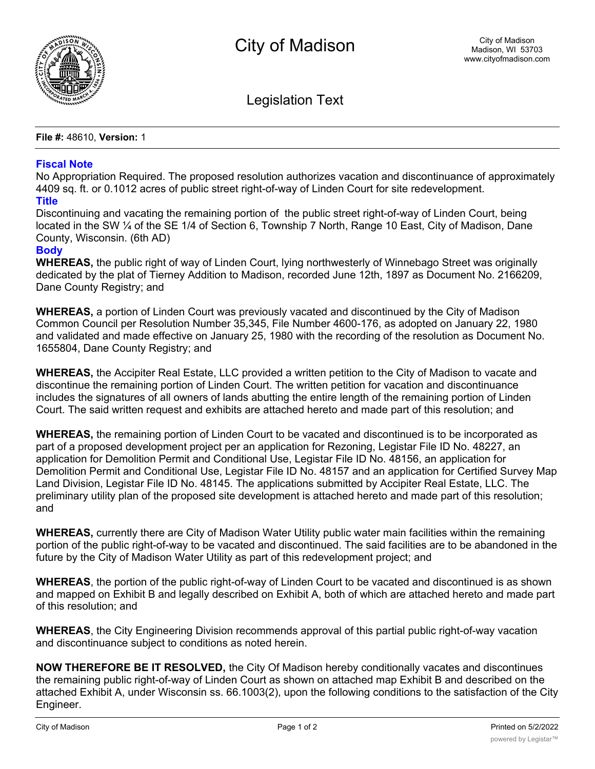# City of Madison

City of Madison
Madison, WI 53703
www.cityofmadison.com

## Legislation Text

**File #:** 48610, **Version:** 1

### Fiscal Note

No Appropriation Required. The proposed resolution authorizes vacation and discontinuance of approximately 4409 sq. ft. or 0.1012 acres of public street right-of-way of Linden Court for site redevelopment.

### Title

Discontinuing and vacating the remaining portion of the public street right-of-way of Linden Court, being located in the SW ¼ of the SE 1/4 of Section 6, Township 7 North, Range 10 East, City of Madison, Dane County, Wisconsin. (6th AD)

### Body

**WHEREAS,** the public right of way of Linden Court, lying northwesterly of Winnebago Street was originally dedicated by the plat of Tierney Addition to Madison, recorded June 12th, 1897 as Document No. 2166209, Dane County Registry; and

**WHEREAS,** a portion of Linden Court was previously vacated and discontinued by the City of Madison Common Council per Resolution Number 35,345, File Number 4600-176, as adopted on January 22, 1980 and validated and made effective on January 25, 1980 with the recording of the resolution as Document No. 1655804, Dane County Registry; and

**WHEREAS,** the Accipiter Real Estate, LLC provided a written petition to the City of Madison to vacate and discontinue the remaining portion of Linden Court. The written petition for vacation and discontinuance includes the signatures of all owners of lands abutting the entire length of the remaining portion of Linden Court. The said written request and exhibits are attached hereto and made part of this resolution; and

**WHEREAS,** the remaining portion of Linden Court to be vacated and discontinued is to be incorporated as part of a proposed development project per an application for Rezoning, Legistar File ID No. 48227, an application for Demolition Permit and Conditional Use, Legistar File ID No. 48156, an application for Demolition Permit and Conditional Use, Legistar File ID No. 48157 and an application for Certified Survey Map Land Division, Legistar File ID No. 48145. The applications submitted by Accipiter Real Estate, LLC. The preliminary utility plan of the proposed site development is attached hereto and made part of this resolution; and

**WHEREAS,** currently there are City of Madison Water Utility public water main facilities within the remaining portion of the public right-of-way to be vacated and discontinued. The said facilities are to be abandoned in the future by the City of Madison Water Utility as part of this redevelopment project; and

**WHEREAS**, the portion of the public right-of-way of Linden Court to be vacated and discontinued is as shown and mapped on Exhibit B and legally described on Exhibit A, both of which are attached hereto and made part of this resolution; and

**WHEREAS**, the City Engineering Division recommends approval of this partial public right-of-way vacation and discontinuance subject to conditions as noted herein.

**NOW THEREFORE BE IT RESOLVED,** the City Of Madison hereby conditionally vacates and discontinues the remaining public right-of-way of Linden Court as shown on attached map Exhibit B and described on the attached Exhibit A, under Wisconsin ss. 66.1003(2), upon the following conditions to the satisfaction of the City Engineer.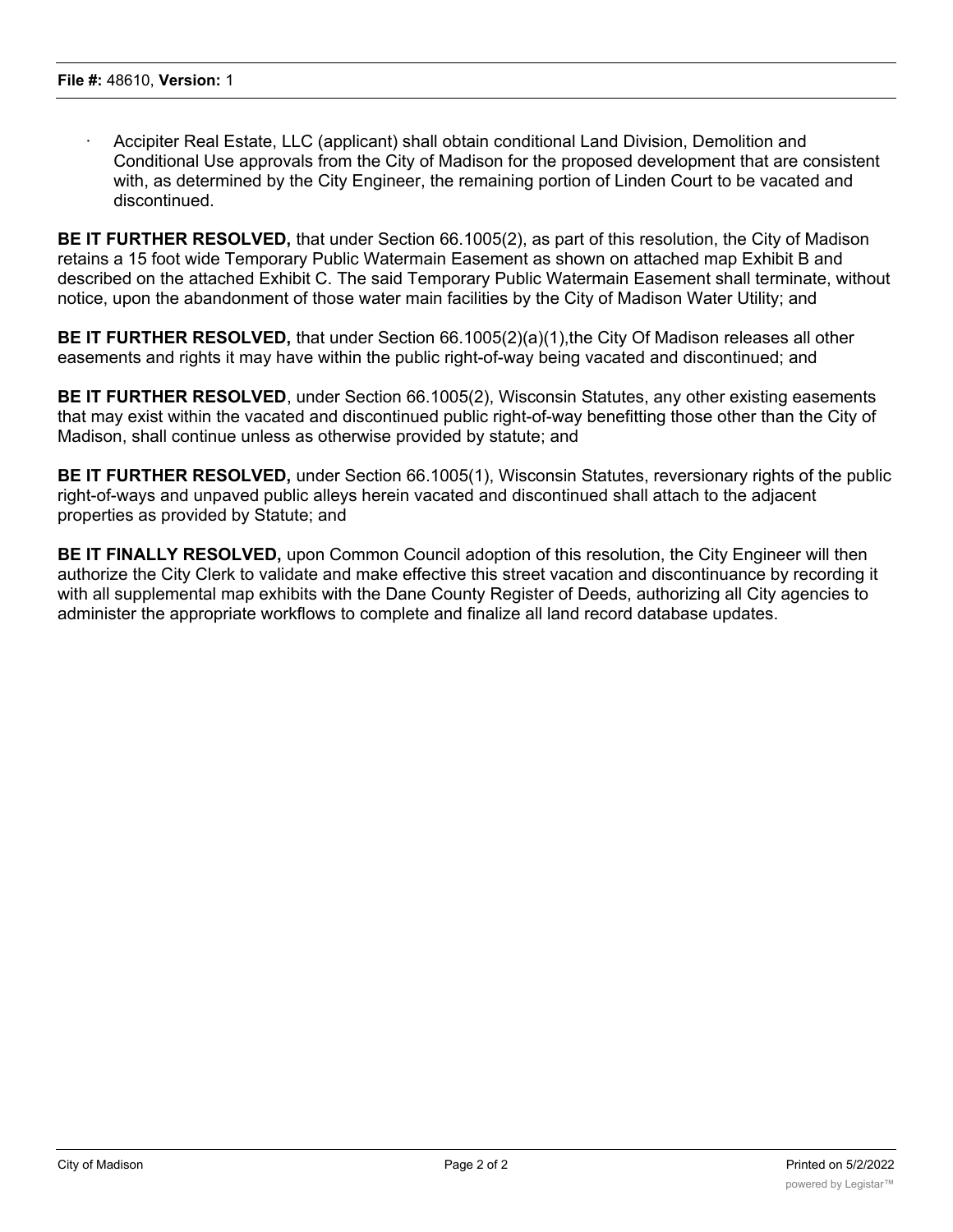- Accipiter Real Estate, LLC (applicant) shall obtain conditional Land Division, Demolition and Conditional Use approvals from the City of Madison for the proposed development that are consistent with, as determined by the City Engineer, the remaining portion of Linden Court to be vacated and discontinued.

**BE IT FURTHER RESOLVED,** that under Section 66.1005(2), as part of this resolution, the City of Madison retains a 15 foot wide Temporary Public Watermain Easement as shown on attached map Exhibit B and described on the attached Exhibit C. The said Temporary Public Watermain Easement shall terminate, without notice, upon the abandonment of those water main facilities by the City of Madison Water Utility; and

**BE IT FURTHER RESOLVED,** that under Section 66.1005(2)(a)(1),the City Of Madison releases all other easements and rights it may have within the public right-of-way being vacated and discontinued; and

**BE IT FURTHER RESOLVED**, under Section 66.1005(2), Wisconsin Statutes, any other existing easements that may exist within the vacated and discontinued public right-of-way benefitting those other than the City of Madison, shall continue unless as otherwise provided by statute; and

**BE IT FURTHER RESOLVED,** under Section 66.1005(1), Wisconsin Statutes, reversionary rights of the public right-of-ways and unpaved public alleys herein vacated and discontinued shall attach to the adjacent properties as provided by Statute; and

**BE IT FINALLY RESOLVED,** upon Common Council adoption of this resolution, the City Engineer will then authorize the City Clerk to validate and make effective this street vacation and discontinuance by recording it with all supplemental map exhibits with the Dane County Register of Deeds, authorizing all City agencies to administer the appropriate workflows to complete and finalize all land record database updates.